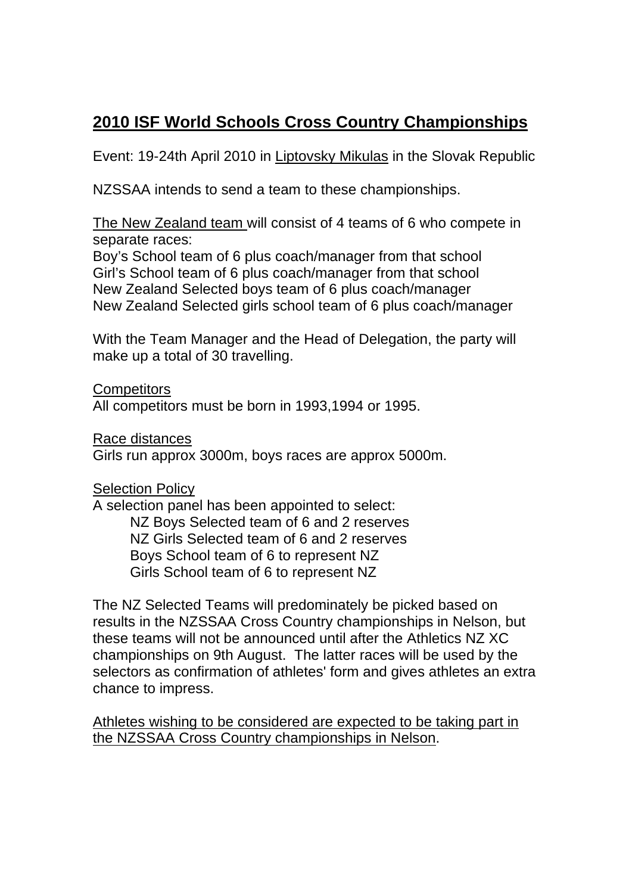# 2010 ISF World Schools Cross Country Championships

Event: 19-24th April 2010 in Liptovsky Mikulas in the Slovak Republic

NZSSAA intends to send a team to these championships.

The New Zealand team will consist of 4 teams of 6 who compete in separate races:
Boy's School team of 6 plus coach/manager from that school
Girl's School team of 6 plus coach/manager from that school
New Zealand Selected boys team of 6 plus coach/manager
New Zealand Selected girls school team of 6 plus coach/manager

With the Team Manager and the Head of Delegation, the party will make up a total of 30 travelling.

Competitors
All competitors must be born in 1993,1994 or 1995.

Race distances
Girls run approx 3000m, boys races are approx 5000m.

Selection Policy
A selection panel has been appointed to select:

- NZ Boys Selected team of 6 and 2 reserves
- NZ Girls Selected team of 6 and 2 reserves
- Boys School team of 6 to represent NZ
- Girls School team of 6 to represent NZ

The NZ Selected Teams will predominately be picked based on results in the NZSSAA Cross Country championships in Nelson, but these teams will not be announced until after the Athletics NZ XC championships on 9th August. The latter races will be used by the selectors as confirmation of athletes' form and gives athletes an extra chance to impress.

Athletes wishing to be considered are expected to be taking part in the NZSSAA Cross Country championships in Nelson.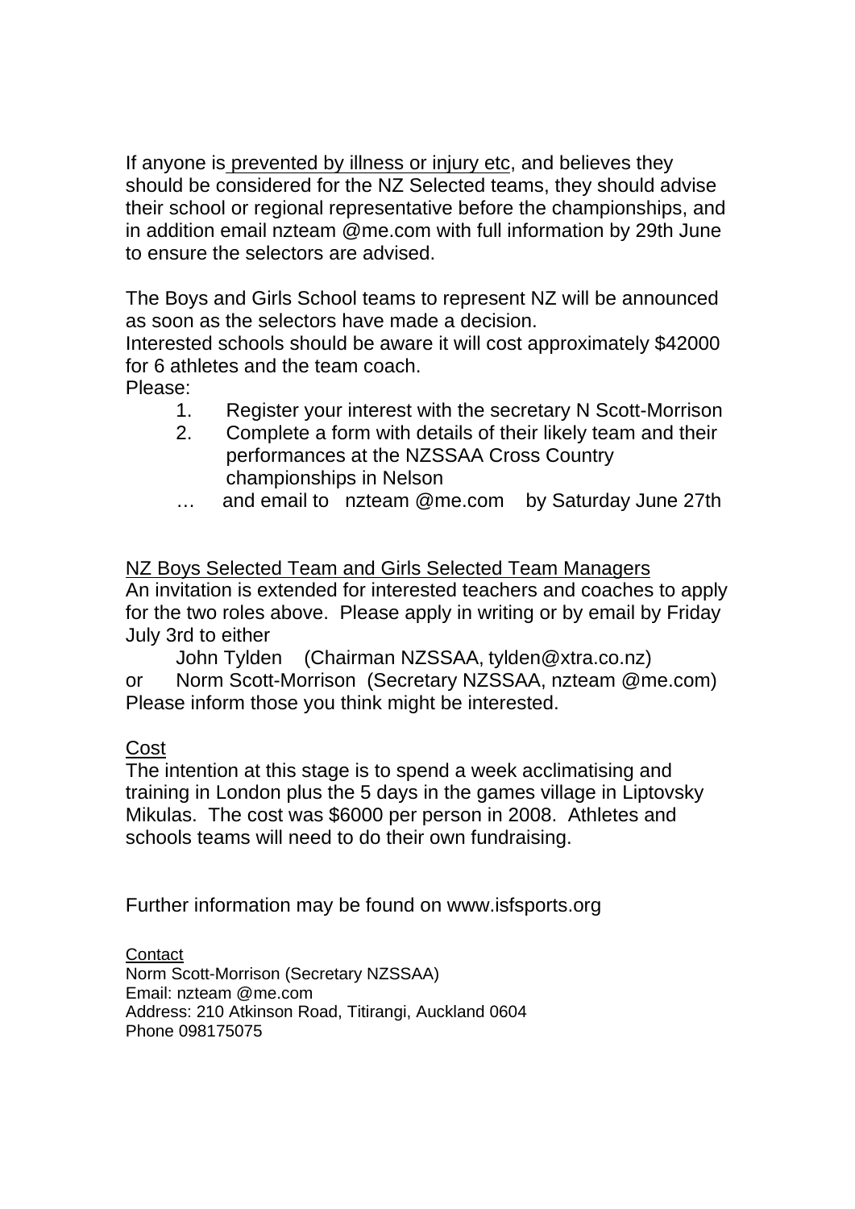If anyone is prevented by illness or injury etc, and believes they should be considered for the NZ Selected teams, they should advise their school or regional representative before the championships, and in addition email nzteam @me.com with full information by 29th June to ensure the selectors are advised.

The Boys and Girls School teams to represent NZ will be announced as soon as the selectors have made a decision.
Interested schools should be aware it will cost approximately $42000 for 6 athletes and the team coach.
Please:

1. Register your interest with the secretary N Scott-Morrison
2. Complete a form with details of their likely team and their performances at the NZSSAA Cross Country championships in Nelson

… and email to nzteam @me.com by Saturday June 27th

NZ Boys Selected Team and Girls Selected Team Managers
An invitation is extended for interested teachers and coaches to apply for the two roles above. Please apply in writing or by email by Friday July 3rd to either

John Tylden (Chairman NZSSAA, tylden@xtra.co.nz)
or Norm Scott-Morrison (Secretary NZSSAA, nzteam @me.com)
Please inform those you think might be interested.

Cost
The intention at this stage is to spend a week acclimatising and training in London plus the 5 days in the games village in Liptovsky Mikulas. The cost was $6000 per person in 2008. Athletes and schools teams will need to do their own fundraising.

Further information may be found on www.isfsports.org

Contact
Norm Scott-Morrison (Secretary NZSSAA)
Email: nzteam @me.com
Address: 210 Atkinson Road, Titirangi, Auckland 0604
Phone 098175075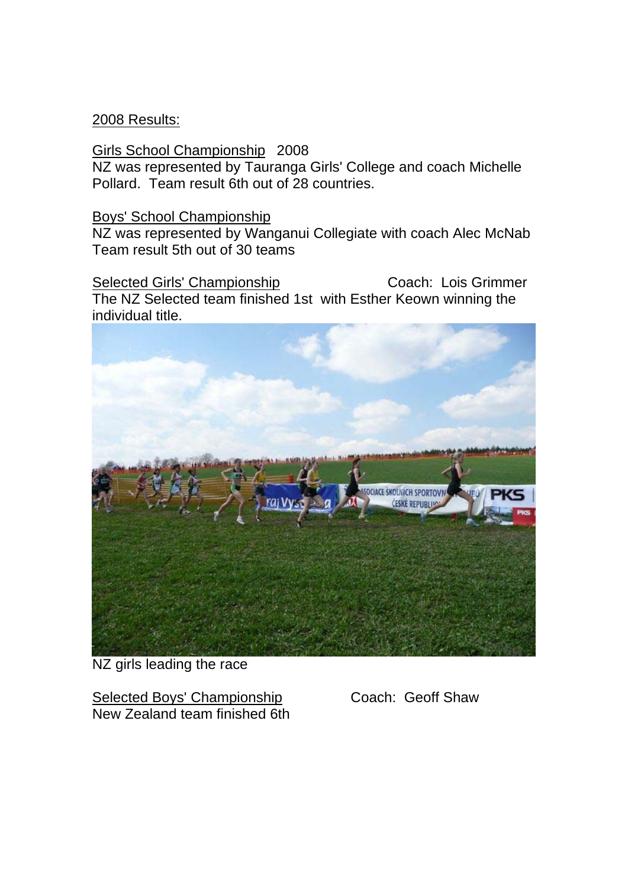2008 Results:

Girls School Championship 2008
NZ was represented by Tauranga Girls' College and coach Michelle Pollard. Team result 6th out of 28 countries.

Boys' School Championship
NZ was represented by Wanganui Collegiate with coach Alec McNab
Team result 5th out of 30 teams

Selected Girls' Championship Coach: Lois Grimmer
The NZ Selected team finished 1st with Esther Keown winning the individual title.

NZ girls leading the race

Selected Boys' Championship Coach: Geoff Shaw
New Zealand team finished 6th